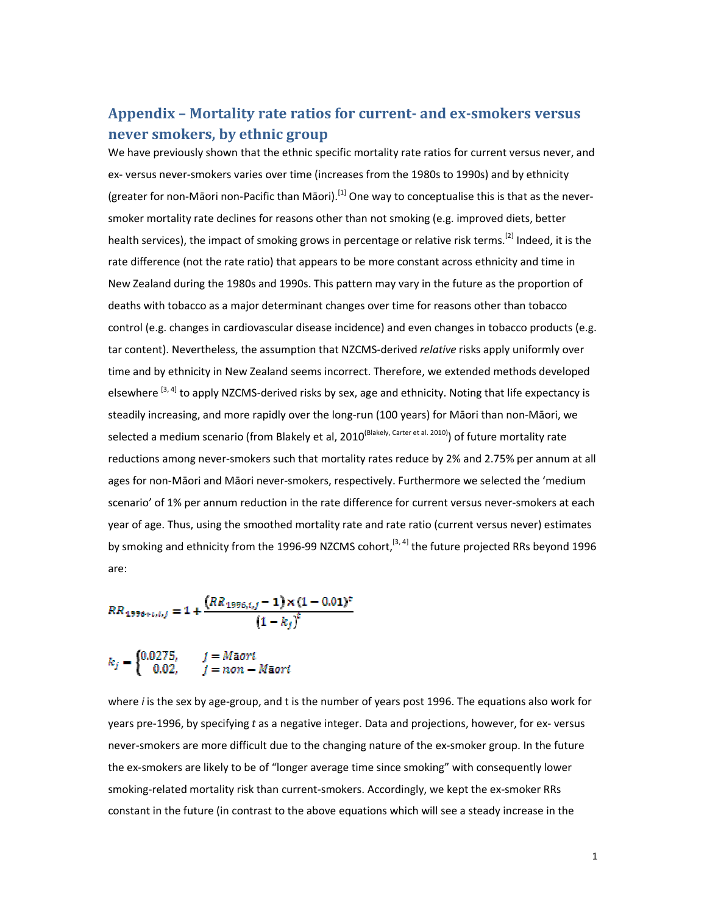# Appendix – Mortality rate ratios for current- and ex-smokers versus never smokers, by ethnic group

We have previously shown that the ethnic specific mortality rate ratios for current versus never, and ex- versus never-smokers varies over time (increases from the 1980s to 1990s) and by ethnicity (greater for non-Māori non-Pacific than Māori).[1] One way to conceptualise this is that as the never-smoker mortality rate declines for reasons other than not smoking (e.g. improved diets, better health services), the impact of smoking grows in percentage or relative risk terms.[2] Indeed, it is the rate difference (not the rate ratio) that appears to be more constant across ethnicity and time in New Zealand during the 1980s and 1990s. This pattern may vary in the future as the proportion of deaths with tobacco as a major determinant changes over time for reasons other than tobacco control (e.g. changes in cardiovascular disease incidence) and even changes in tobacco products (e.g. tar content). Nevertheless, the assumption that NZCMS-derived *relative* risks apply uniformly over time and by ethnicity in New Zealand seems incorrect. Therefore, we extended methods developed elsewhere [3, 4] to apply NZCMS-derived risks by sex, age and ethnicity. Noting that life expectancy is steadily increasing, and more rapidly over the long-run (100 years) for Māori than non-Māori, we selected a medium scenario (from Blakely et al, 2010[Blakely, Carter et al. 2010]) of future mortality rate reductions among never-smokers such that mortality rates reduce by 2% and 2.75% per annum at all ages for non-Māori and Māori never-smokers, respectively. Furthermore we selected the 'medium scenario' of 1% per annum reduction in the rate difference for current versus never-smokers at each year of age. Thus, using the smoothed mortality rate and rate ratio (current versus never) estimates by smoking and ethnicity from the 1996-99 NZCMS cohort,[3, 4] the future projected RRs beyond 1996 are:

$$RR_{1996+t,i,j} = 1 + \frac{(RR_{1996,i,j} - 1) \times (1 - 0.01)^t}{(1 - k_j)^t}$$

$$k_j = \begin{cases} 0.0275, & j = Māori \\ 0.02, & j = non - Māori \end{cases}$$

where *i* is the sex by age-group, and t is the number of years post 1996. The equations also work for years pre-1996, by specifying *t* as a negative integer. Data and projections, however, for ex- versus never-smokers are more difficult due to the changing nature of the ex-smoker group. In the future the ex-smokers are likely to be of "longer average time since smoking" with consequently lower smoking-related mortality risk than current-smokers. Accordingly, we kept the ex-smoker RRs constant in the future (in contrast to the above equations which will see a steady increase in the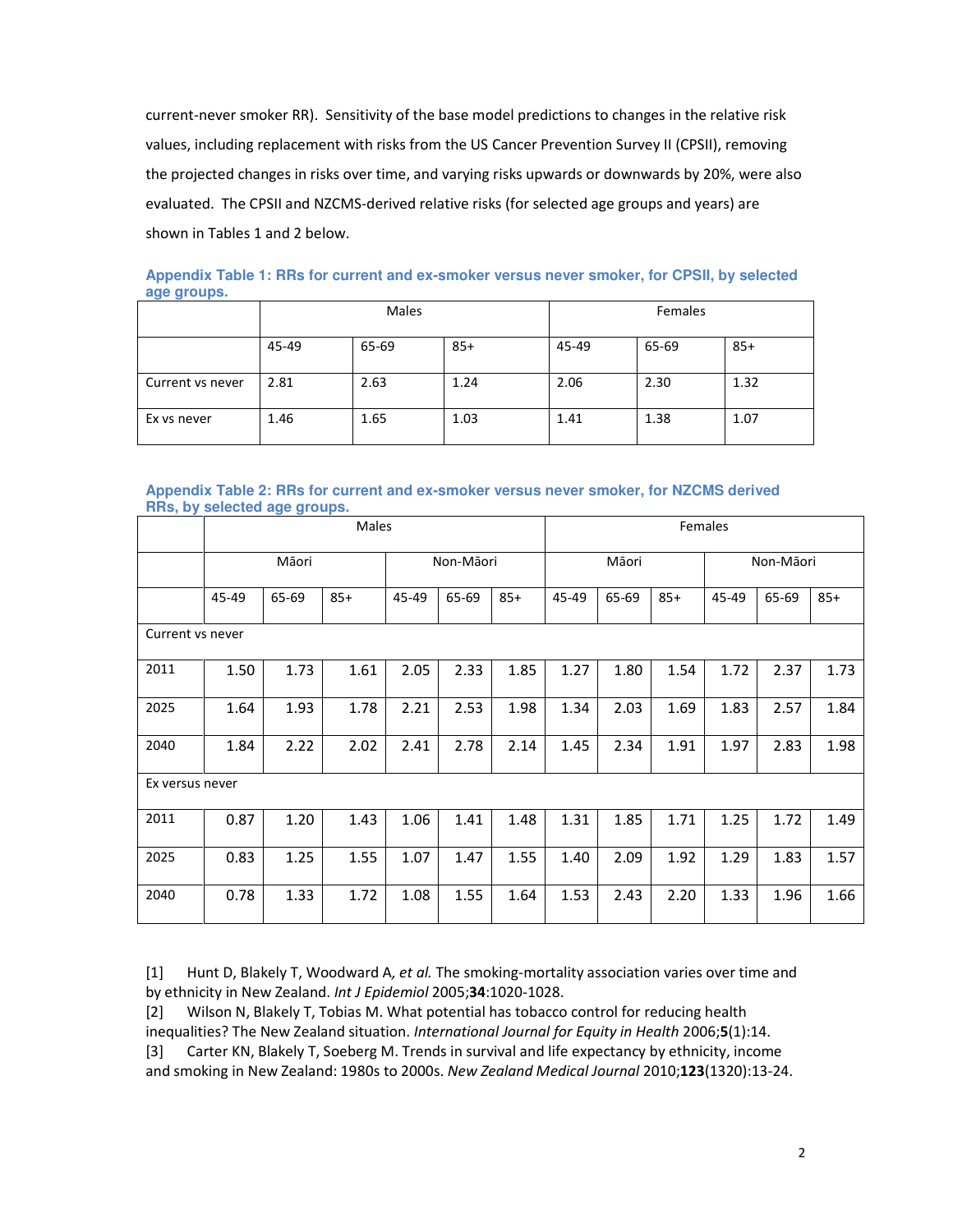current-never smoker RR). Sensitivity of the base model predictions to changes in the relative risk values, including replacement with risks from the US Cancer Prevention Survey II (CPSII), removing the projected changes in risks over time, and varying risks upwards or downwards by 20%, were also evaluated. The CPSII and NZCMS-derived relative risks (for selected age groups and years) are shown in Tables 1 and 2 below.

**Appendix Table 1: RRs for current and ex-smoker versus never smoker, for CPSII, by selected age groups.**

| | Males | | | Females | | |
|---|---|---|---|---|---|---|
| | 45-49 | 65-69 | 85+ | 45-49 | 65-69 | 85+ |
| Current vs never | 2.81 | 2.63 | 1.24 | 2.06 | 2.30 | 1.32 |
| Ex vs never | 1.46 | 1.65 | 1.03 | 1.41 | 1.38 | 1.07 |

**Appendix Table 2: RRs for current and ex-smoker versus never smoker, for NZCMS derived RRs, by selected age groups.**

| | Males | | | | | | Females | | | | | |
|---|---|---|---|---|---|---|---|---|---|---|---|---|
| | Māori | | | Non-Māori | | | Māori | | | Non-Māori | | |
| | 45-49 | 65-69 | 85+ | 45-49 | 65-69 | 85+ | 45-49 | 65-69 | 85+ | 45-49 | 65-69 | 85+ |
| Current vs never | | | | | | | | | | | | |
| 2011 | 1.50 | 1.73 | 1.61 | 2.05 | 2.33 | 1.85 | 1.27 | 1.80 | 1.54 | 1.72 | 2.37 | 1.73 |
| 2025 | 1.64 | 1.93 | 1.78 | 2.21 | 2.53 | 1.98 | 1.34 | 2.03 | 1.69 | 1.83 | 2.57 | 1.84 |
| 2040 | 1.84 | 2.22 | 2.02 | 2.41 | 2.78 | 2.14 | 1.45 | 2.34 | 1.91 | 1.97 | 2.83 | 1.98 |
| Ex versus never | | | | | | | | | | | | |
| 2011 | 0.87 | 1.20 | 1.43 | 1.06 | 1.41 | 1.48 | 1.31 | 1.85 | 1.71 | 1.25 | 1.72 | 1.49 |
| 2025 | 0.83 | 1.25 | 1.55 | 1.07 | 1.47 | 1.55 | 1.40 | 2.09 | 1.92 | 1.29 | 1.83 | 1.57 |
| 2040 | 0.78 | 1.33 | 1.72 | 1.08 | 1.55 | 1.64 | 1.53 | 2.43 | 2.20 | 1.33 | 1.96 | 1.66 |

[1] Hunt D, Blakely T, Woodward A, *et al.* The smoking-mortality association varies over time and by ethnicity in New Zealand. *Int J Epidemiol* 2005;**34**:1020-1028.

[2] Wilson N, Blakely T, Tobias M. What potential has tobacco control for reducing health inequalities? The New Zealand situation. *International Journal for Equity in Health* 2006;**5**(1):14.

[3] Carter KN, Blakely T, Soeberg M. Trends in survival and life expectancy by ethnicity, income and smoking in New Zealand: 1980s to 2000s. *New Zealand Medical Journal* 2010;**123**(1320):13-24.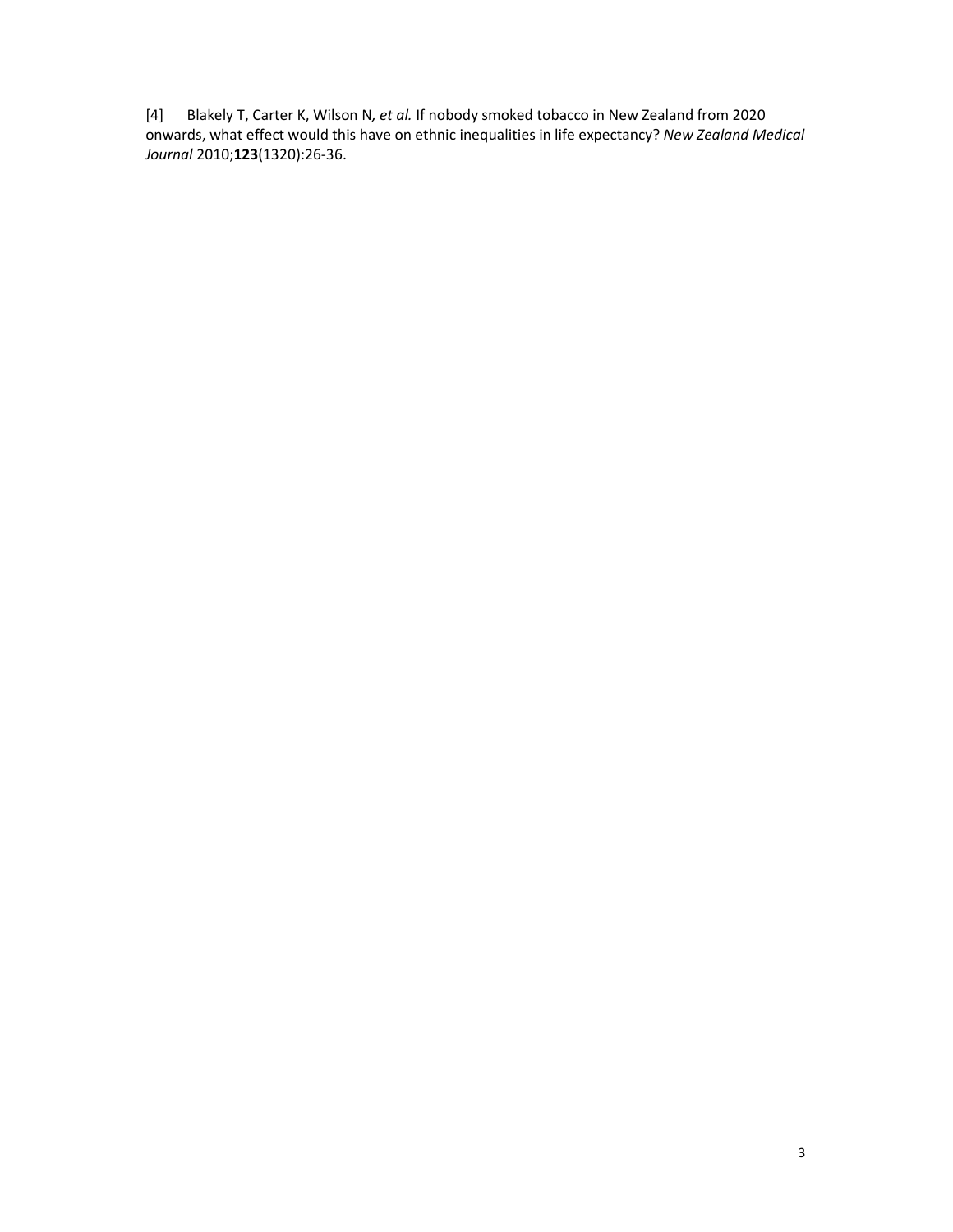[4] Blakely T, Carter K, Wilson N*, et al.* If nobody smoked tobacco in New Zealand from 2020 onwards, what effect would this have on ethnic inequalities in life expectancy? *New Zealand Medical Journal* 2010;**123**(1320):26-36.